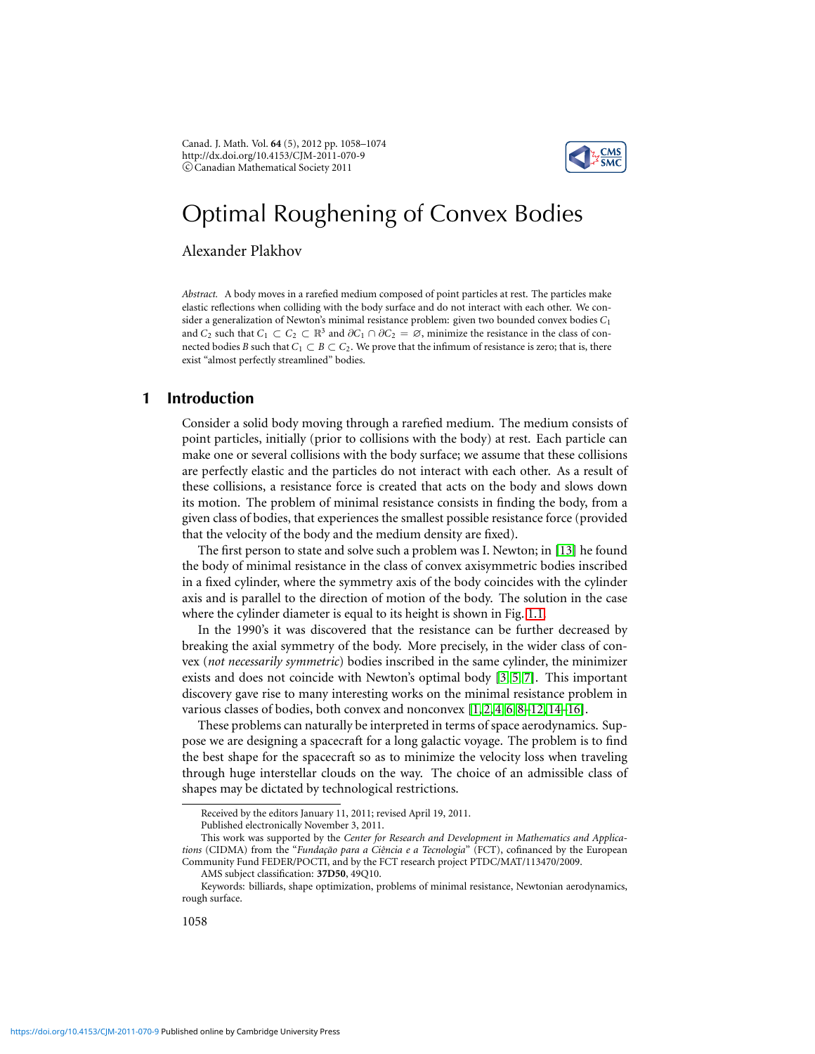# Optimal Roughening of Convex Bodies

Alexander Plakhov

*Abstract.* A body moves in a rarefied medium composed of point particles at rest. The particles make elastic reflections when colliding with the body surface and do not interact with each other. We consider a generalization of Newton's minimal resistance problem: given two bounded convex bodies $C_1$ and $C_2$ such that $C_1 \subset C_2 \subset \mathbb{R}^3$ and $\partial C_1 \cap \partial C_2 = \varnothing$, minimize the resistance in the class of connected bodies $B$ such that $C_1 \subset B \subset C_2$. We prove that the infimum of resistance is zero; that is, there exist "almost perfectly streamlined" bodies.

## 1 Introduction

Consider a solid body moving through a rarefied medium. The medium consists of point particles, initially (prior to collisions with the body) at rest. Each particle can make one or several collisions with the body surface; we assume that these collisions are perfectly elastic and the particles do not interact with each other. As a result of these collisions, a resistance force is created that acts on the body and slows down its motion. The problem of minimal resistance consists in finding the body, from a given class of bodies, that experiences the smallest possible resistance force (provided that the velocity of the body and the medium density are fixed).

The first person to state and solve such a problem was I. Newton; in [13] he found the body of minimal resistance in the class of convex axisymmetric bodies inscribed in a fixed cylinder, where the symmetry axis of the body coincides with the cylinder axis and is parallel to the direction of motion of the body. The solution in the case where the cylinder diameter is equal to its height is shown in Fig. 1.1.

In the 1990's it was discovered that the resistance can be further decreased by breaking the axial symmetry of the body. More precisely, in the wider class of convex (*not necessarily symmetric*) bodies inscribed in the same cylinder, the minimizer exists and does not coincide with Newton's optimal body [3, 5, 7]. This important discovery gave rise to many interesting works on the minimal resistance problem in various classes of bodies, both convex and nonconvex [1, 2, 4, 6, 8–12, 14–16].

These problems can naturally be interpreted in terms of space aerodynamics. Suppose we are designing a spacecraft for a long galactic voyage. The problem is to find the best shape for the spacecraft so as to minimize the velocity loss when traveling through huge interstellar clouds on the way. The choice of an admissible class of shapes may be dictated by technological restrictions.

Received by the editors January 11, 2011; revised April 19, 2011.

Published electronically November 3, 2011.

This work was supported by the *Center for Research and Development in Mathematics and Applications* (CIDMA) from the "*Fundação para a Ciência e a Tecnologia*" (FCT), cofinanced by the European Community Fund FEDER/POCTI, and by the FCT research project PTDC/MAT/113470/2009.

AMS subject classification: **37D50**, 49Q10.

Keywords: billiards, shape optimization, problems of minimal resistance, Newtonian aerodynamics, rough surface.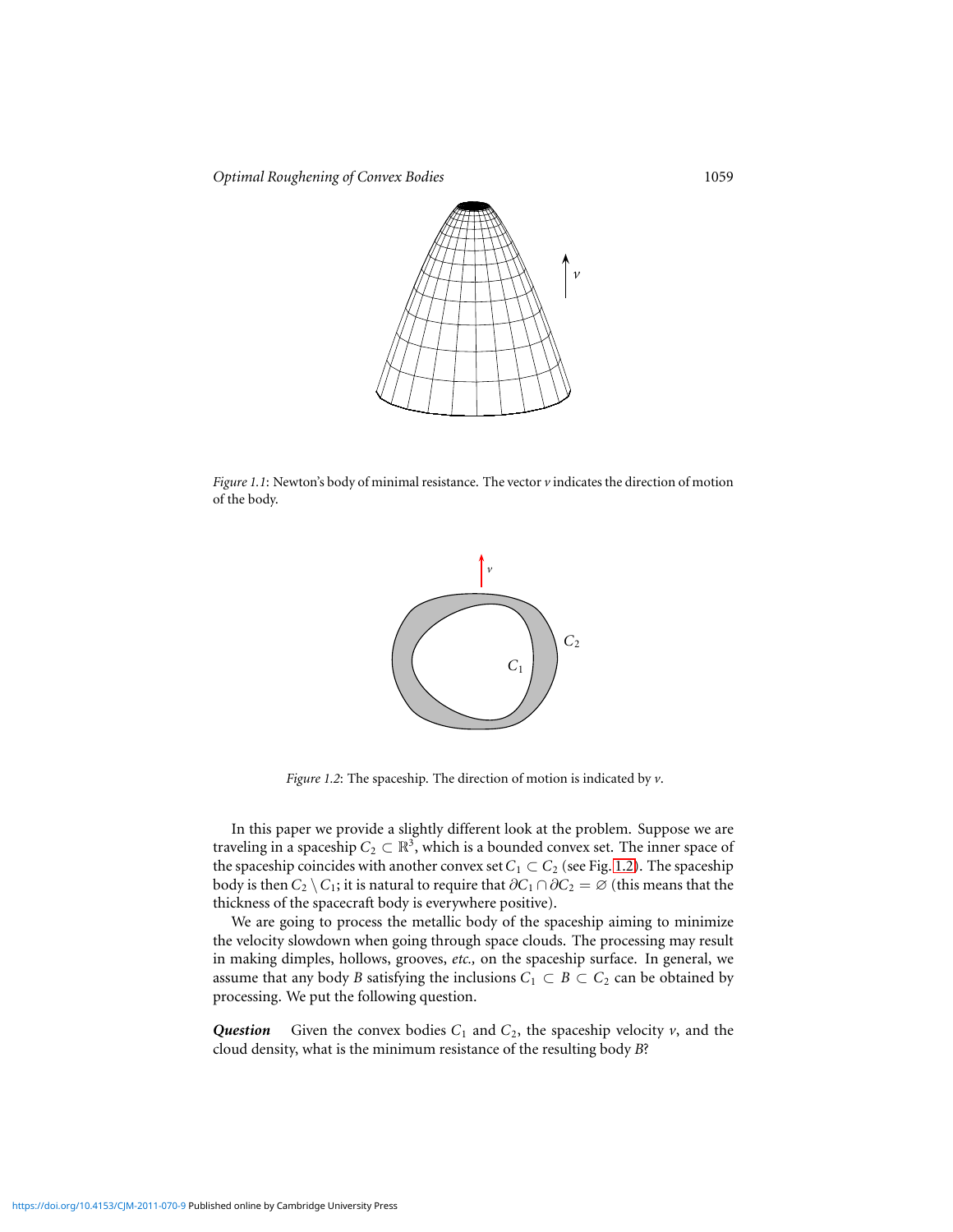*Figure 1.1*: Newton's body of minimal resistance. The vector $v$ indicates the direction of motion of the body.

*Figure 1.2*: The spaceship. The direction of motion is indicated by $v$.

In this paper we provide a slightly different look at the problem. Suppose we are traveling in a spaceship $C_2 \subset \mathbb{R}^3$, which is a bounded convex set. The inner space of the spaceship coincides with another convex set $C_1 \subset C_2$ (see Fig. 1.2). The spaceship body is then $C_2 \setminus C_1$; it is natural to require that $\partial C_1 \cap \partial C_2 = \varnothing$ (this means that the thickness of the spacecraft body is everywhere positive).

We are going to process the metallic body of the spaceship aiming to minimize the velocity slowdown when going through space clouds. The processing may result in making dimples, hollows, grooves, *etc.,* on the spaceship surface. In general, we assume that any body $B$ satisfying the inclusions $C_1 \subset B \subset C_2$ can be obtained by processing. We put the following question.

***Question*** Given the convex bodies $C_1$ and $C_2$, the spaceship velocity $v$, and the cloud density, what is the minimum resistance of the resulting body $B$?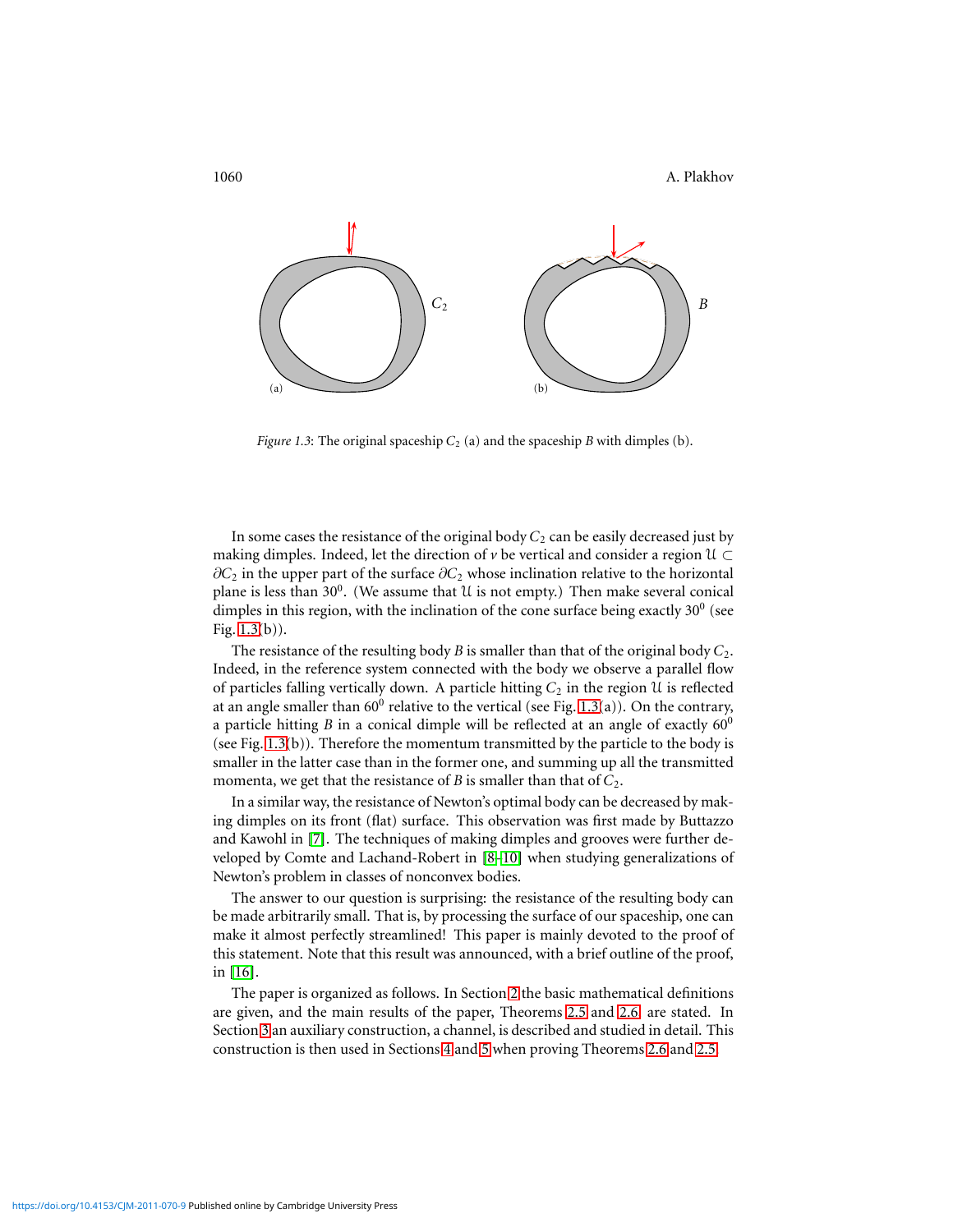(a) $C_2$ (b) $B$

*Figure 1.3*: The original spaceship $C_2$ (a) and the spaceship $B$ with dimples (b).

In some cases the resistance of the original body $C_2$ can be easily decreased just by making dimples. Indeed, let the direction of $v$ be vertical and consider a region $\mathcal{U} \subset \partial C_2$ in the upper part of the surface $\partial C_2$ whose inclination relative to the horizontal plane is less than $30^0$. (We assume that $\mathcal{U}$ is not empty.) Then make several conical dimples in this region, with the inclination of the cone surface being exactly $30^0$ (see Fig. 1.3(b)).

The resistance of the resulting body $B$ is smaller than that of the original body $C_2$. Indeed, in the reference system connected with the body we observe a parallel flow of particles falling vertically down. A particle hitting $C_2$ in the region $\mathcal{U}$ is reflected at an angle smaller than $60^0$ relative to the vertical (see Fig. 1.3(a)). On the contrary, a particle hitting $B$ in a conical dimple will be reflected at an angle of exactly $60^0$ (see Fig. 1.3(b)). Therefore the momentum transmitted by the particle to the body is smaller in the latter case than in the former one, and summing up all the transmitted momenta, we get that the resistance of $B$ is smaller than that of $C_2$.

In a similar way, the resistance of Newton's optimal body can be decreased by making dimples on its front (flat) surface. This observation was first made by Buttazzo and Kawohl in [7]. The techniques of making dimples and grooves were further developed by Comte and Lachand-Robert in [8–10] when studying generalizations of Newton's problem in classes of nonconvex bodies.

The answer to our question is surprising: the resistance of the resulting body can be made arbitrarily small. That is, by processing the surface of our spaceship, one can make it almost perfectly streamlined! This paper is mainly devoted to the proof of this statement. Note that this result was announced, with a brief outline of the proof, in [16].

The paper is organized as follows. In Section 2 the basic mathematical definitions are given, and the main results of the paper, Theorems 2.5 and 2.6 are stated. In Section 3 an auxiliary construction, a channel, is described and studied in detail. This construction is then used in Sections 4 and 5 when proving Theorems 2.6 and 2.5.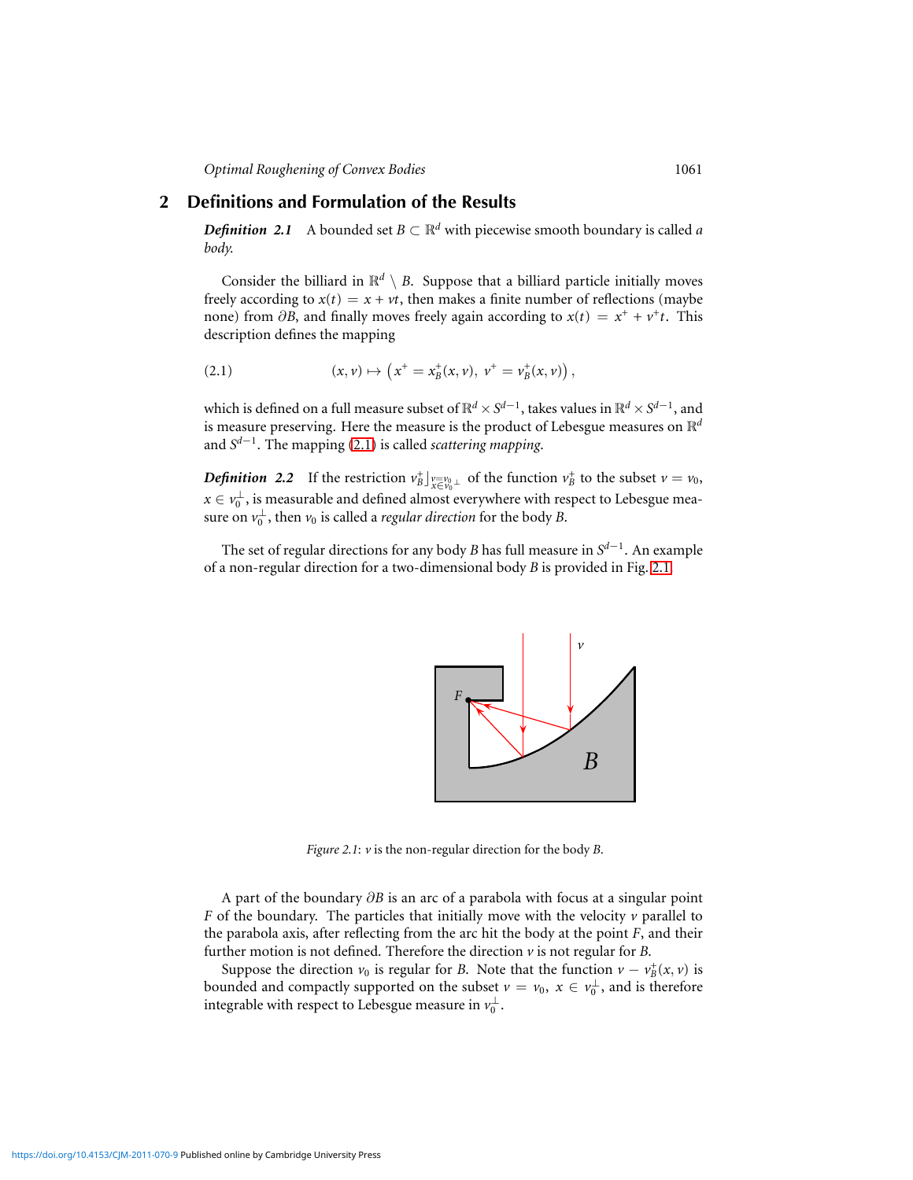## 2 Definitions and Formulation of the Results

***Definition 2.1*** A bounded set $B \subset \mathbb{R}^d$ with piecewise smooth boundary is called *a body.*

Consider the billiard in $\mathbb{R}^d \setminus B$. Suppose that a billiard particle initially moves freely according to $x(t) = x + vt$, then makes a finite number of reflections (maybe none) from $\partial B$, and finally moves freely again according to $x(t) = x^+ + v^+ t$. This description defines the mapping

$$(x, v) \mapsto \left(x^+ = x_B^+(x, v),\ v^+ = v_B^+(x, v)\right), \tag{2.1}$$

which is defined on a full measure subset of $\mathbb{R}^d \times S^{d-1}$, takes values in $\mathbb{R}^d \times S^{d-1}$, and is measure preserving. Here the measure is the product of Lebesgue measures on $\mathbb{R}^d$ and $S^{d-1}$. The mapping (2.1) is called *scattering mapping*.

***Definition 2.2*** If the restriction $v_B^+\rfloor_{\substack{v=v_0 \\ x\in v_0^\perp}}$ of the function $v_B^+$ to the subset $v = v_0$, $x \in v_0^\perp$, is measurable and defined almost everywhere with respect to Lebesgue measure on $v_0^\perp$, then $v_0$ is called a *regular direction* for the body $B$.

The set of regular directions for any body $B$ has full measure in $S^{d-1}$. An example of a non-regular direction for a two-dimensional body $B$ is provided in Fig. 2.1.

v

F

B

*Figure 2.1*: $v$ is the non-regular direction for the body $B$.

A part of the boundary $\partial B$ is an arc of a parabola with focus at a singular point $F$ of the boundary. The particles that initially move with the velocity $v$ parallel to the parabola axis, after reflecting from the arc hit the body at the point $F$, and their further motion is not defined. Therefore the direction $v$ is not regular for $B$.

Suppose the direction $v_0$ is regular for $B$. Note that the function $v - v_B^+(x, v)$ is bounded and compactly supported on the subset $v = v_0$, $x \in v_0^\perp$, and is therefore integrable with respect to Lebesgue measure in $v_0^\perp$.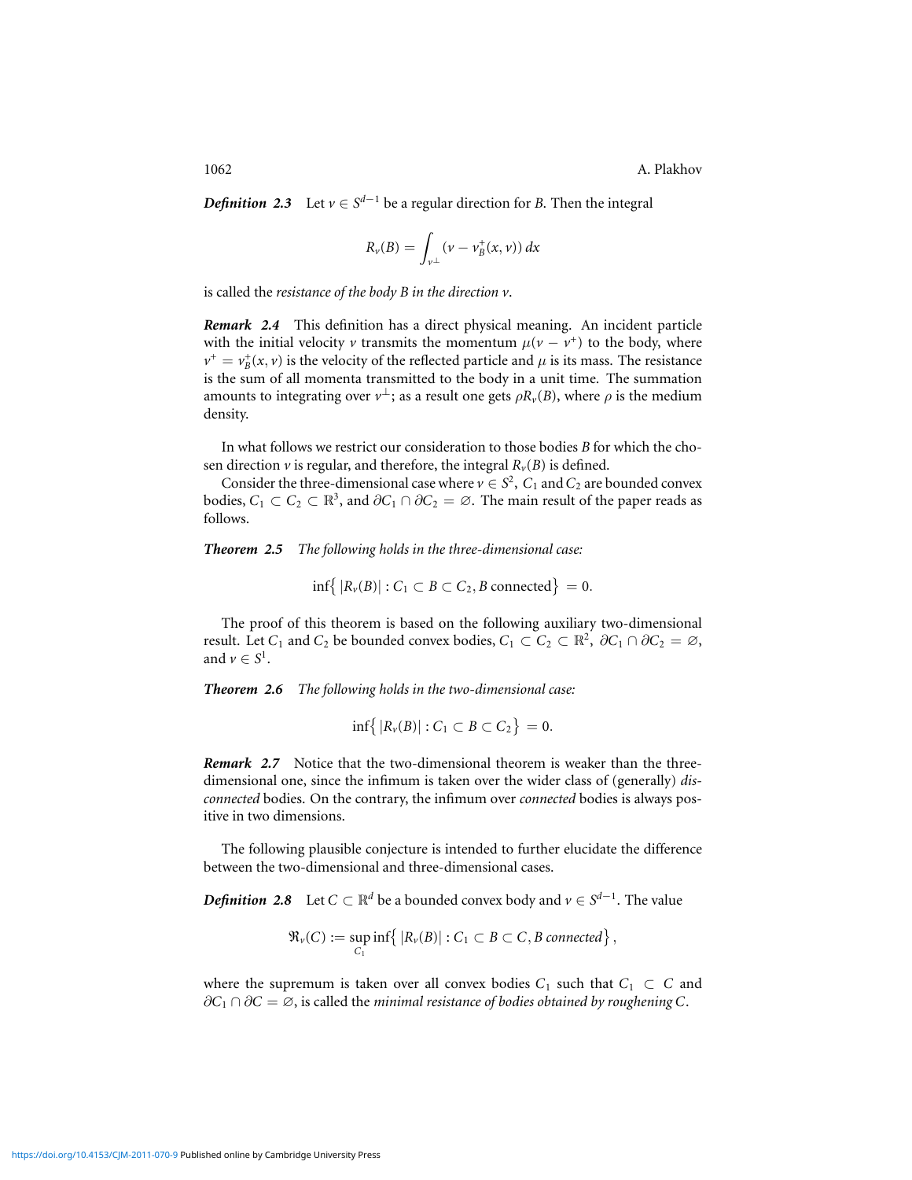***Definition 2.3*** Let $\nu \in S^{d-1}$ be a regular direction for $B$. Then the integral

$$R_\nu(B) = \int_{\nu^\perp} (\nu - v_B^+(x, \nu))\, dx$$

is called the *resistance of the body B in the direction* $\nu$.

***Remark 2.4*** This definition has a direct physical meaning. An incident particle with the initial velocity $\nu$ transmits the momentum $\mu(\nu - v^+)$ to the body, where $v^+ = v_B^+(x, \nu)$ is the velocity of the reflected particle and $\mu$ is its mass. The resistance is the sum of all momenta transmitted to the body in a unit time. The summation amounts to integrating over $\nu^\perp$; as a result one gets $\rho R_\nu(B)$, where $\rho$ is the medium density.

In what follows we restrict our consideration to those bodies $B$ for which the chosen direction $\nu$ is regular, and therefore, the integral $R_\nu(B)$ is defined.

Consider the three-dimensional case where $\nu \in S^2$, $C_1$ and $C_2$ are bounded convex bodies, $C_1 \subset C_2 \subset \mathbb{R}^3$, and $\partial C_1 \cap \partial C_2 = \varnothing$. The main result of the paper reads as follows.

***Theorem 2.5*** *The following holds in the three-dimensional case:*

$$\inf\big\{ |R_\nu(B)| : C_1 \subset B \subset C_2, B \text{ connected} \big\} = 0.$$

The proof of this theorem is based on the following auxiliary two-dimensional result. Let $C_1$ and $C_2$ be bounded convex bodies, $C_1 \subset C_2 \subset \mathbb{R}^2$, $\partial C_1 \cap \partial C_2 = \varnothing$, and $\nu \in S^1$.

***Theorem 2.6*** *The following holds in the two-dimensional case:*

$$\inf\big\{ |R_\nu(B)| : C_1 \subset B \subset C_2 \big\} = 0.$$

***Remark 2.7*** Notice that the two-dimensional theorem is weaker than the three-dimensional one, since the infimum is taken over the wider class of (generally) *disconnected* bodies. On the contrary, the infimum over *connected* bodies is always positive in two dimensions.

The following plausible conjecture is intended to further elucidate the difference between the two-dimensional and three-dimensional cases.

***Definition 2.8*** Let $C \subset \mathbb{R}^d$ be a bounded convex body and $\nu \in S^{d-1}$. The value

$$\mathfrak{R}_\nu(C) := \sup_{C_1} \inf\big\{ |R_\nu(B)| : C_1 \subset B \subset C, B \textit{ connected} \big\},$$

where the supremum is taken over all convex bodies $C_1$ such that $C_1 \subset C$ and $\partial C_1 \cap \partial C = \varnothing$, is called the *minimal resistance of bodies obtained by roughening* $C$.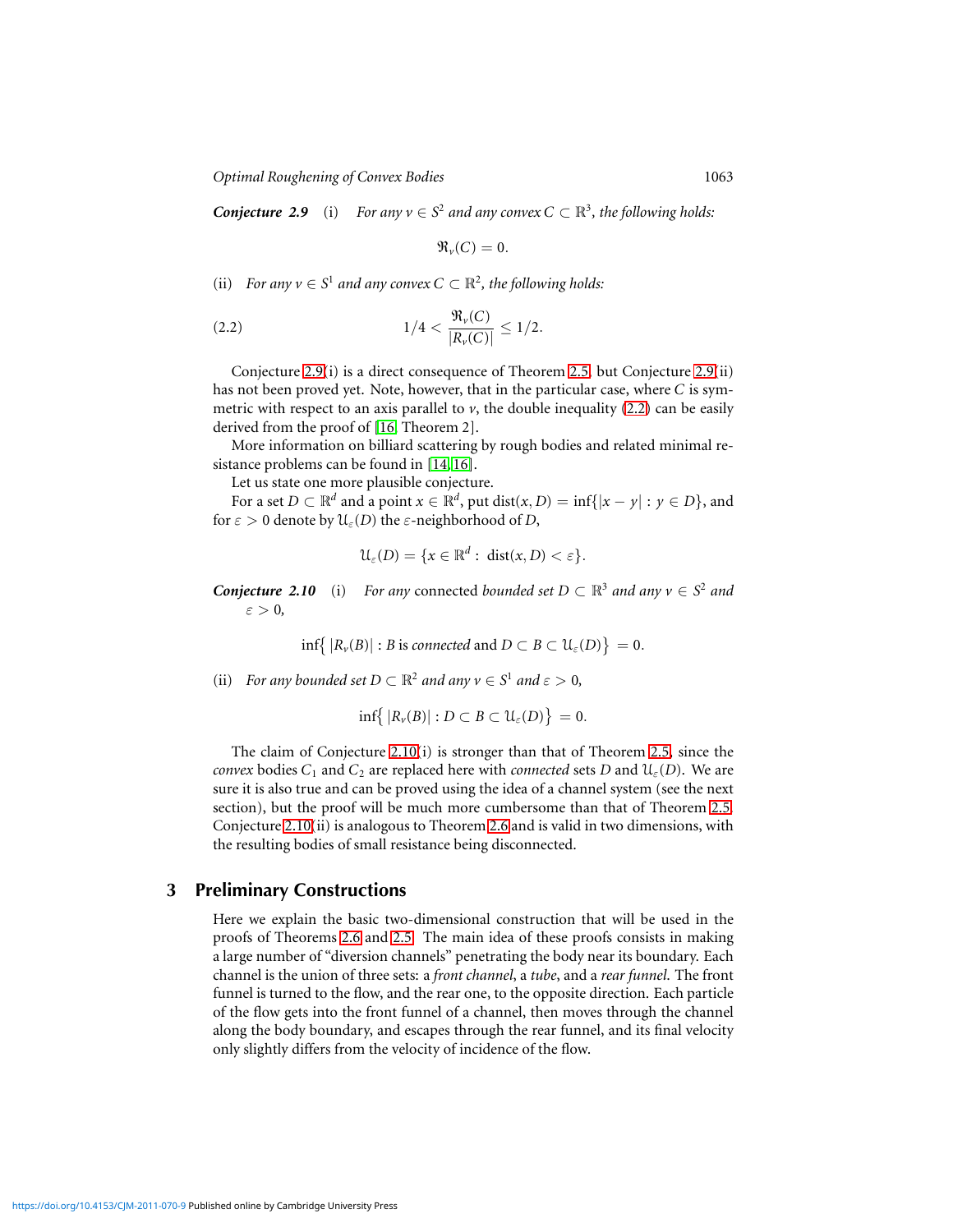***Conjecture 2.9*** (i) *For any $v \in S^2$ and any convex $C \subset \mathbb{R}^3$, the following holds:*

$$\mathfrak{R}_v(C) = 0.$$

(ii) *For any $v \in S^1$ and any convex $C \subset \mathbb{R}^2$, the following holds:*

$$1/4 < \frac{\mathfrak{R}_v(C)}{|R_v(C)|} \leq 1/2. \tag{2.2}$$

Conjecture 2.9(i) is a direct consequence of Theorem 2.5, but Conjecture 2.9(ii) has not been proved yet. Note, however, that in the particular case, where $C$ is symmetric with respect to an axis parallel to $v$, the double inequality (2.2) can be easily derived from the proof of [16, Theorem 2].

More information on billiard scattering by rough bodies and related minimal resistance problems can be found in [14, 16].

Let us state one more plausible conjecture.

For a set $D \subset \mathbb{R}^d$ and a point $x \in \mathbb{R}^d$, put $\operatorname{dist}(x, D) = \inf\{|x - y| : y \in D\}$, and for $\varepsilon > 0$ denote by $\mathcal{U}_\varepsilon(D)$ the $\varepsilon$-neighborhood of $D$,

$$\mathcal{U}_\varepsilon(D) = \{x \in \mathbb{R}^d : \operatorname{dist}(x, D) < \varepsilon\}.$$

***Conjecture 2.10*** (i) *For any* connected *bounded set $D \subset \mathbb{R}^3$ and any $v \in S^2$ and $\varepsilon > 0$,*

$$\inf\big\{ |R_v(B)| : B \text{ is } \textit{connected} \text{ and } D \subset B \subset \mathcal{U}_\varepsilon(D) \big\} = 0.$$

(ii) *For any bounded set $D \subset \mathbb{R}^2$ and any $v \in S^1$ and $\varepsilon > 0$,*

$$\inf\big\{ |R_v(B)| : D \subset B \subset \mathcal{U}_\varepsilon(D) \big\} = 0.$$

The claim of Conjecture 2.10(i) is stronger than that of Theorem 2.5, since the *convex* bodies $C_1$ and $C_2$ are replaced here with *connected* sets $D$ and $\mathcal{U}_\varepsilon(D)$. We are sure it is also true and can be proved using the idea of a channel system (see the next section), but the proof will be much more cumbersome than that of Theorem 2.5. Conjecture 2.10(ii) is analogous to Theorem 2.6 and is valid in two dimensions, with the resulting bodies of small resistance being disconnected.

## 3 Preliminary Constructions

Here we explain the basic two-dimensional construction that will be used in the proofs of Theorems 2.6 and 2.5. The main idea of these proofs consists in making a large number of "diversion channels" penetrating the body near its boundary. Each channel is the union of three sets: a *front channel*, a *tube*, and a *rear funnel*. The front funnel is turned to the flow, and the rear one, to the opposite direction. Each particle of the flow gets into the front funnel of a channel, then moves through the channel along the body boundary, and escapes through the rear funnel, and its final velocity only slightly differs from the velocity of incidence of the flow.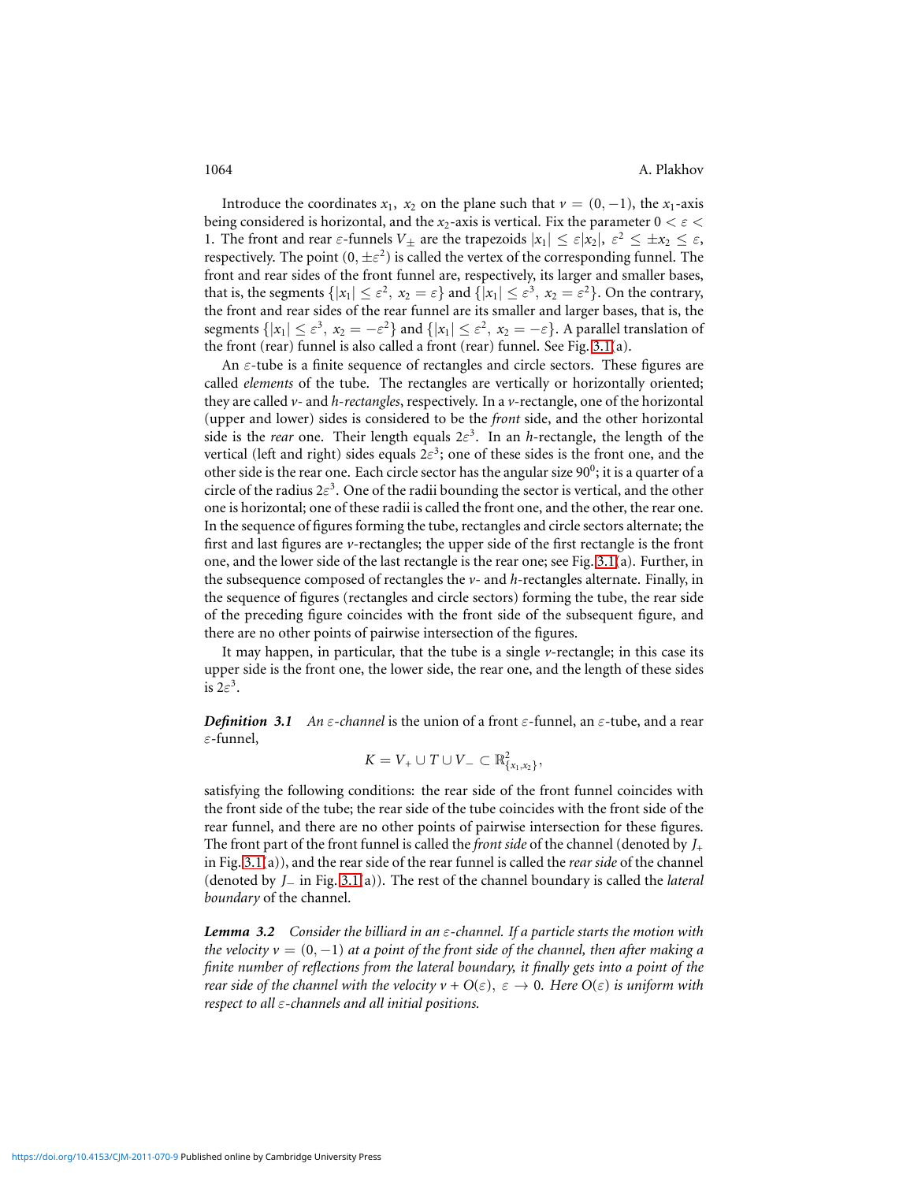Introduce the coordinates $x_1,\ x_2$ on the plane such that $v = (0, -1)$, the $x_1$-axis being considered is horizontal, and the $x_2$-axis is vertical. Fix the parameter $0 < \varepsilon < 1$. The front and rear $\varepsilon$-funnels $V_\pm$ are the trapezoids $|x_1| \le \varepsilon |x_2|,\ \varepsilon^2 \le \pm x_2 \le \varepsilon$, respectively. The point $(0, \pm\varepsilon^2)$ is called the vertex of the corresponding funnel. The front and rear sides of the front funnel are, respectively, its larger and smaller bases, that is, the segments $\{|x_1| \le \varepsilon^2,\ x_2 = \varepsilon\}$ and $\{|x_1| \le \varepsilon^3,\ x_2 = \varepsilon^2\}$. On the contrary, the front and rear sides of the rear funnel are its smaller and larger bases, that is, the segments $\{|x_1| \le \varepsilon^3,\ x_2 = -\varepsilon^2\}$ and $\{|x_1| \le \varepsilon^2,\ x_2 = -\varepsilon\}$. A parallel translation of the front (rear) funnel is also called a front (rear) funnel. See Fig. 3.1(a).

An $\varepsilon$-tube is a finite sequence of rectangles and circle sectors. These figures are called *elements* of the tube. The rectangles are vertically or horizontally oriented; they are called $v$- and $h$-*rectangles*, respectively. In a $v$-rectangle, one of the horizontal (upper and lower) sides is considered to be the *front* side, and the other horizontal side is the *rear* one. Their length equals $2\varepsilon^3$. In an $h$-rectangle, the length of the vertical (left and right) sides equals $2\varepsilon^3$; one of these sides is the front one, and the other side is the rear one. Each circle sector has the angular size $90^0$; it is a quarter of a circle of the radius $2\varepsilon^3$. One of the radii bounding the sector is vertical, and the other one is horizontal; one of these radii is called the front one, and the other, the rear one. In the sequence of figures forming the tube, rectangles and circle sectors alternate; the first and last figures are $v$-rectangles; the upper side of the first rectangle is the front one, and the lower side of the last rectangle is the rear one; see Fig. 3.1(a). Further, in the subsequence composed of rectangles the $v$- and $h$-rectangles alternate. Finally, in the sequence of figures (rectangles and circle sectors) forming the tube, the rear side of the preceding figure coincides with the front side of the subsequent figure, and there are no other points of pairwise intersection of the figures.

It may happen, in particular, that the tube is a single $v$-rectangle; in this case its upper side is the front one, the lower side, the rear one, and the length of these sides is $2\varepsilon^3$.

***Definition 3.1*** *An $\varepsilon$-channel is the union of a front $\varepsilon$-funnel, an $\varepsilon$-tube, and a rear $\varepsilon$-funnel,*

$$K = V_+ \cup T \cup V_- \subset \mathbb{R}^2_{\{x_1,x_2\}},$$

satisfying the following conditions: the rear side of the front funnel coincides with the front side of the tube; the rear side of the tube coincides with the front side of the rear funnel, and there are no other points of pairwise intersection for these figures. The front part of the front funnel is called the *front side* of the channel (denoted by $J_+$ in Fig. 3.1(a)), and the rear side of the rear funnel is called the *rear side* of the channel (denoted by $J_-$ in Fig. 3.1(a)). The rest of the channel boundary is called the *lateral boundary* of the channel.

***Lemma 3.2*** *Consider the billiard in an $\varepsilon$-channel. If a particle starts the motion with the velocity $v = (0, -1)$ at a point of the front side of the channel, then after making a finite number of reflections from the lateral boundary, it finally gets into a point of the rear side of the channel with the velocity $v + O(\varepsilon),\ \varepsilon \to 0$. Here $O(\varepsilon)$ is uniform with respect to all $\varepsilon$-channels and all initial positions.*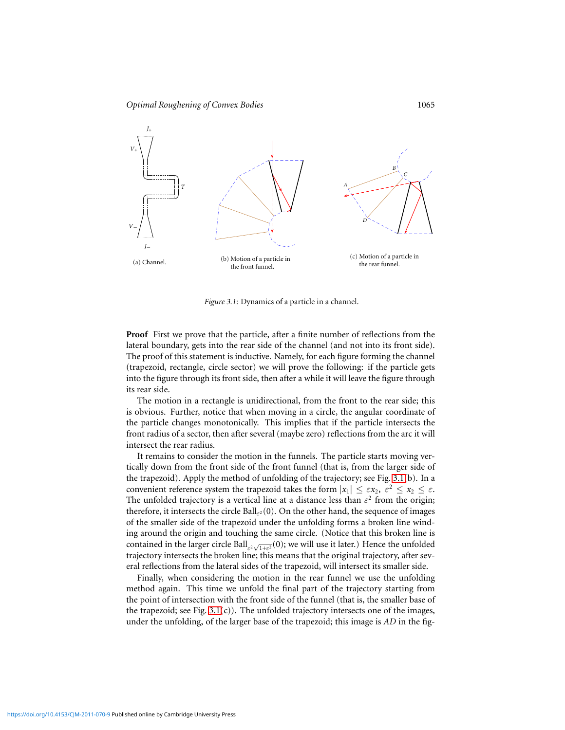$J_+$

$V_+$

$T$

$V_-$

$J_-$

(a) Channel.

(b) Motion of a particle in the front funnel.

$A$ $B$ $C$ $D$

(c) Motion of a particle in the rear funnel.

*Figure 3.1*: Dynamics of a particle in a channel.

**Proof** First we prove that the particle, after a finite number of reflections from the lateral boundary, gets into the rear side of the channel (and not into its front side). The proof of this statement is inductive. Namely, for each figure forming the channel (trapezoid, rectangle, circle sector) we will prove the following: if the particle gets into the figure through its front side, then after a while it will leave the figure through its rear side.

The motion in a rectangle is unidirectional, from the front to the rear side; this is obvious. Further, notice that when moving in a circle, the angular coordinate of the particle changes monotonically. This implies that if the particle intersects the front radius of a sector, then after several (maybe zero) reflections from the arc it will intersect the rear radius.

It remains to consider the motion in the funnels. The particle starts moving vertically down from the front side of the front funnel (that is, from the larger side of the trapezoid). Apply the method of unfolding of the trajectory; see Fig. 3.1(b). In a convenient reference system the trapezoid takes the form $|x_1| \le \varepsilon x_2$, $\varepsilon^2 \le x_2 \le \varepsilon$. The unfolded trajectory is a vertical line at a distance less than $\varepsilon^2$ from the origin; therefore, it intersects the circle $\mathrm{Ball}_{\varepsilon^2}(0)$. On the other hand, the sequence of images of the smaller side of the trapezoid under the unfolding forms a broken line winding around the origin and touching the same circle. (Notice that this broken line is contained in the larger circle $\mathrm{Ball}_{\varepsilon^2\sqrt{1+\varepsilon^2}}(0)$; we will use it later.) Hence the unfolded trajectory intersects the broken line; this means that the original trajectory, after several reflections from the lateral sides of the trapezoid, will intersect its smaller side.

Finally, when considering the motion in the rear funnel we use the unfolding method again. This time we unfold the final part of the trajectory starting from the point of intersection with the front side of the funnel (that is, the smaller base of the trapezoid; see Fig. 3.1(c)). The unfolded trajectory intersects one of the images, under the unfolding, of the larger base of the trapezoid; this image is $AD$ in the fig-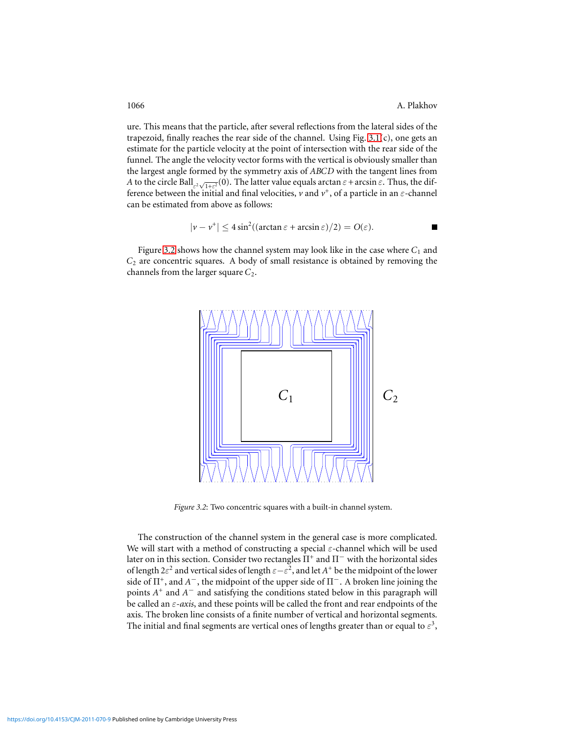ure. This means that the particle, after several reflections from the lateral sides of the trapezoid, finally reaches the rear side of the channel. Using Fig. 3.1(c), one gets an estimate for the particle velocity at the point of intersection with the rear side of the funnel. The angle the velocity vector forms with the vertical is obviously smaller than the largest angle formed by the symmetry axis of $ABCD$ with the tangent lines from $A$ to the circle $\mathrm{Ball}_{\varepsilon^2\sqrt{1+\varepsilon^2}}(0)$. The latter value equals $\arctan\varepsilon + \arcsin\varepsilon$. Thus, the difference between the initial and final velocities, $v$ and $v^+$, of a particle in an $\varepsilon$-channel can be estimated from above as follows:

$$|v - v^+| \leq 4\sin^2((\arctan\varepsilon + \arcsin\varepsilon)/2) = O(\varepsilon). \qquad \blacksquare$$

Figure 3.2 shows how the channel system may look like in the case where $C_1$ and $C_2$ are concentric squares. A body of small resistance is obtained by removing the channels from the larger square $C_2$.

$C_1$

$C_2$

*Figure 3.2*: Two concentric squares with a built-in channel system.

The construction of the channel system in the general case is more complicated. We will start with a method of constructing a special $\varepsilon$-channel which will be used later on in this section. Consider two rectangles $\Pi^+$ and $\Pi^-$ with the horizontal sides of length $2\varepsilon^2$ and vertical sides of length $\varepsilon - \varepsilon^2$, and let $A^+$ be the midpoint of the lower side of $\Pi^+$, and $A^-$, the midpoint of the upper side of $\Pi^-$. A broken line joining the points $A^+$ and $A^-$ and satisfying the conditions stated below in this paragraph will be called an $\varepsilon$-*axis*, and these points will be called the front and rear endpoints of the axis. The broken line consists of a finite number of vertical and horizontal segments. The initial and final segments are vertical ones of lengths greater than or equal to $\varepsilon^3$,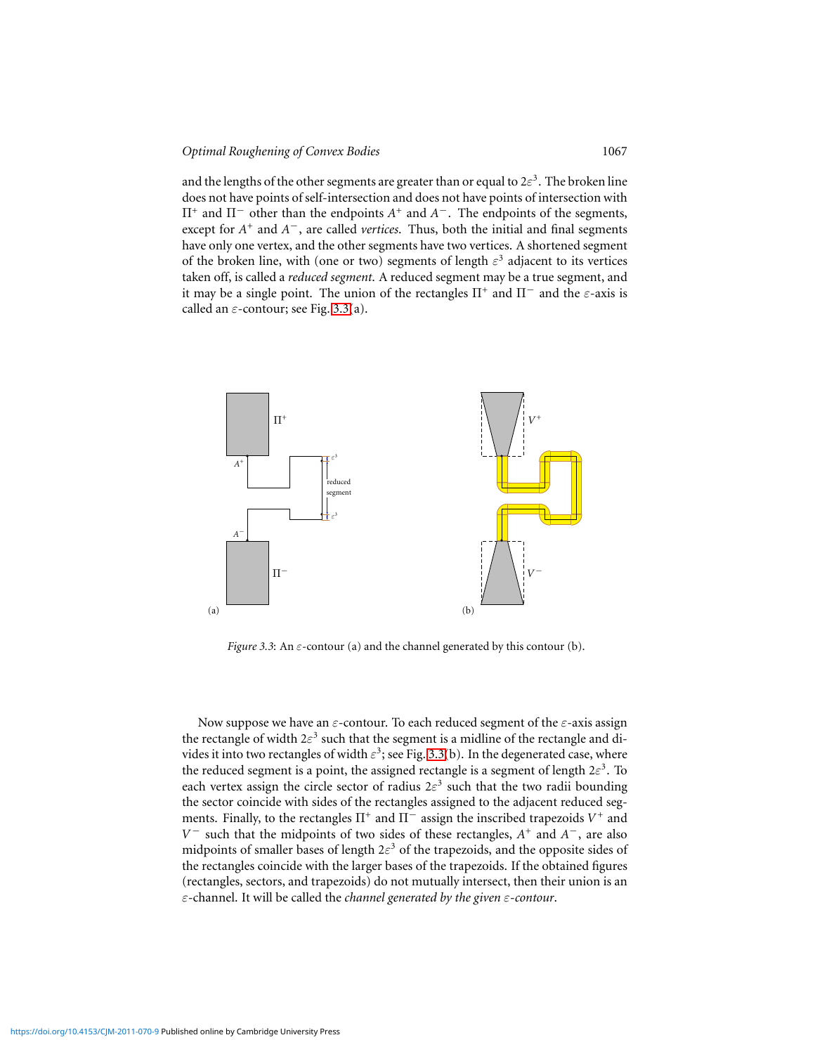and the lengths of the other segments are greater than or equal to $2\varepsilon^3$. The broken line does not have points of self-intersection and does not have points of intersection with $\Pi^+$ and $\Pi^-$ other than the endpoints $A^+$ and $A^-$. The endpoints of the segments, except for $A^+$ and $A^-$, are called *vertices*. Thus, both the initial and final segments have only one vertex, and the other segments have two vertices. A shortened segment of the broken line, with (one or two) segments of length $\varepsilon^3$ adjacent to its vertices taken off, is called a *reduced segment*. A reduced segment may be a true segment, and it may be a single point. The union of the rectangles $\Pi^+$ and $\Pi^-$ and the $\varepsilon$-axis is called an $\varepsilon$-contour; see Fig. 3.3(a).

$\Pi^+$

$A^+$

$\varepsilon^3$

reduced
segment

$\varepsilon^3$

$A^-$

$\Pi^-$

(a)

$V^+$

$V^-$

(b)

*Figure 3.3*: An $\varepsilon$-contour (a) and the channel generated by this contour (b).

Now suppose we have an $\varepsilon$-contour. To each reduced segment of the $\varepsilon$-axis assign the rectangle of width $2\varepsilon^3$ such that the segment is a midline of the rectangle and divides it into two rectangles of width $\varepsilon^3$; see Fig. 3.3(b). In the degenerated case, where the reduced segment is a point, the assigned rectangle is a segment of length $2\varepsilon^3$. To each vertex assign the circle sector of radius $2\varepsilon^3$ such that the two radii bounding the sector coincide with sides of the rectangles assigned to the adjacent reduced segments. Finally, to the rectangles $\Pi^+$ and $\Pi^-$ assign the inscribed trapezoids $V^+$ and $V^-$ such that the midpoints of two sides of these rectangles, $A^+$ and $A^-$, are also midpoints of smaller bases of length $2\varepsilon^3$ of the trapezoids, and the opposite sides of the rectangles coincide with the larger bases of the trapezoids. If the obtained figures (rectangles, sectors, and trapezoids) do not mutually intersect, then their union is an $\varepsilon$-channel. It will be called the *channel generated by the given $\varepsilon$-contour*.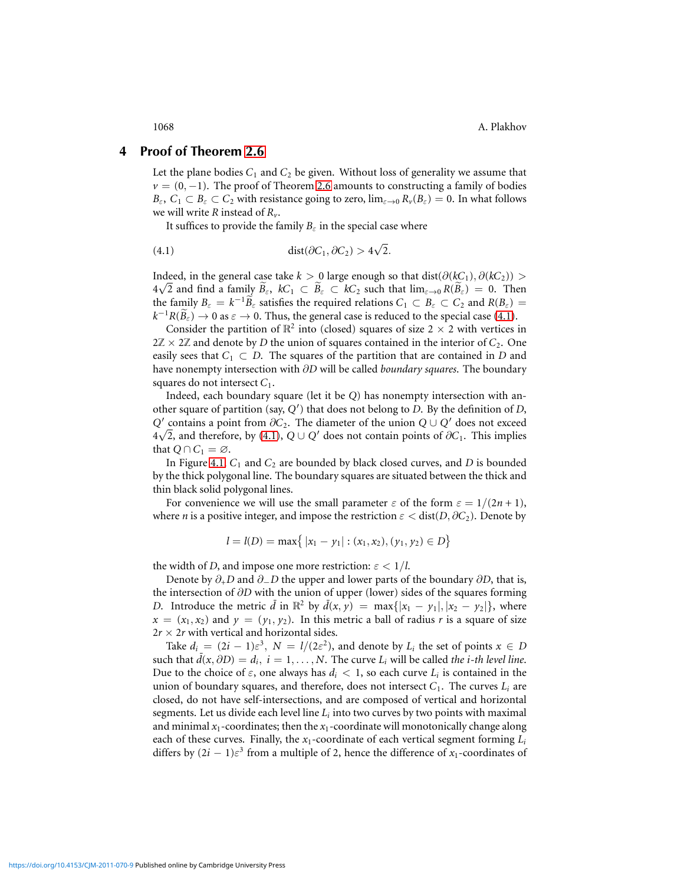## 4 Proof of Theorem 2.6

Let the plane bodies $C_1$ and $C_2$ be given. Without loss of generality we assume that $v = (0, -1)$. The proof of Theorem 2.6 amounts to constructing a family of bodies $B_\varepsilon$, $C_1 \subset B_\varepsilon \subset C_2$ with resistance going to zero, $\lim_{\varepsilon \to 0} R_v(B_\varepsilon) = 0$. In what follows we will write $R$ instead of $R_v$.

It suffices to provide the family $B_\varepsilon$ in the special case where

$$\text{dist}(\partial C_1, \partial C_2) > 4\sqrt{2}. \tag{4.1}$$

Indeed, in the general case take $k > 0$ large enough so that $\text{dist}(\partial(kC_1), \partial(kC_2)) > 4\sqrt{2}$ and find a family $\widetilde{B}_\varepsilon$, $kC_1 \subset \widetilde{B}_\varepsilon \subset kC_2$ such that $\lim_{\varepsilon \to 0} R(\widetilde{B}_\varepsilon) = 0$. Then the family $B_\varepsilon = k^{-1}\widetilde{B}_\varepsilon$ satisfies the required relations $C_1 \subset B_\varepsilon \subset C_2$ and $R(B_\varepsilon) = k^{-1}R(\widetilde{B}_\varepsilon) \to 0$ as $\varepsilon \to 0$. Thus, the general case is reduced to the special case (4.1).

Consider the partition of $\mathbb{R}^2$ into (closed) squares of size $2 \times 2$ with vertices in $2\mathbb{Z} \times 2\mathbb{Z}$ and denote by $D$ the union of squares contained in the interior of $C_2$. One easily sees that $C_1 \subset D$. The squares of the partition that are contained in $D$ and have nonempty intersection with $\partial D$ will be called *boundary squares*. The boundary squares do not intersect $C_1$.

Indeed, each boundary square (let it be $Q$) has nonempty intersection with another square of partition (say, $Q'$) that does not belong to $D$. By the definition of $D$, $Q'$ contains a point from $\partial C_2$. The diameter of the union $Q \cup Q'$ does not exceed $4\sqrt{2}$, and therefore, by (4.1), $Q \cup Q'$ does not contain points of $\partial C_1$. This implies that $Q \cap C_1 = \varnothing$.

In Figure 4.1 $C_1$ and $C_2$ are bounded by black closed curves, and $D$ is bounded by the thick polygonal line. The boundary squares are situated between the thick and thin black solid polygonal lines.

For convenience we will use the small parameter $\varepsilon$ of the form $\varepsilon = 1/(2n+1)$, where $n$ is a positive integer, and impose the restriction $\varepsilon < \text{dist}(D, \partial C_2)$. Denote by

$$l = l(D) = \max\{\, |x_1 - y_1| : (x_1, x_2), (y_1, y_2) \in D \}$$

the width of $D$, and impose one more restriction: $\varepsilon < 1/l$.

Denote by $\partial_+ D$ and $\partial_- D$ the upper and lower parts of the boundary $\partial D$, that is, the intersection of $\partial D$ with the union of upper (lower) sides of the squares forming $D$. Introduce the metric $\bar{d}$ in $\mathbb{R}^2$ by $\bar{d}(x, y) = \max\{|x_1 - y_1|, |x_2 - y_2|\}$, where $x = (x_1, x_2)$ and $y = (y_1, y_2)$. In this metric a ball of radius $r$ is a square of size $2r \times 2r$ with vertical and horizontal sides.

Take $d_i = (2i-1)\varepsilon^3$, $N = l/(2\varepsilon^2)$, and denote by $L_i$ the set of points $x \in D$ such that $\bar{d}(x, \partial D) = d_i$, $i = 1, \ldots, N$. The curve $L_i$ will be called *the i-th level line*. Due to the choice of $\varepsilon$, one always has $d_i < 1$, so each curve $L_i$ is contained in the union of boundary squares, and therefore, does not intersect $C_1$. The curves $L_i$ are closed, do not have self-intersections, and are composed of vertical and horizontal segments. Let us divide each level line $L_i$ into two curves by two points with maximal and minimal $x_1$-coordinates; then the $x_1$-coordinate will monotonically change along each of these curves. Finally, the $x_1$-coordinate of each vertical segment forming $L_i$ differs by $(2i-1)\varepsilon^3$ from a multiple of 2, hence the difference of $x_1$-coordinates of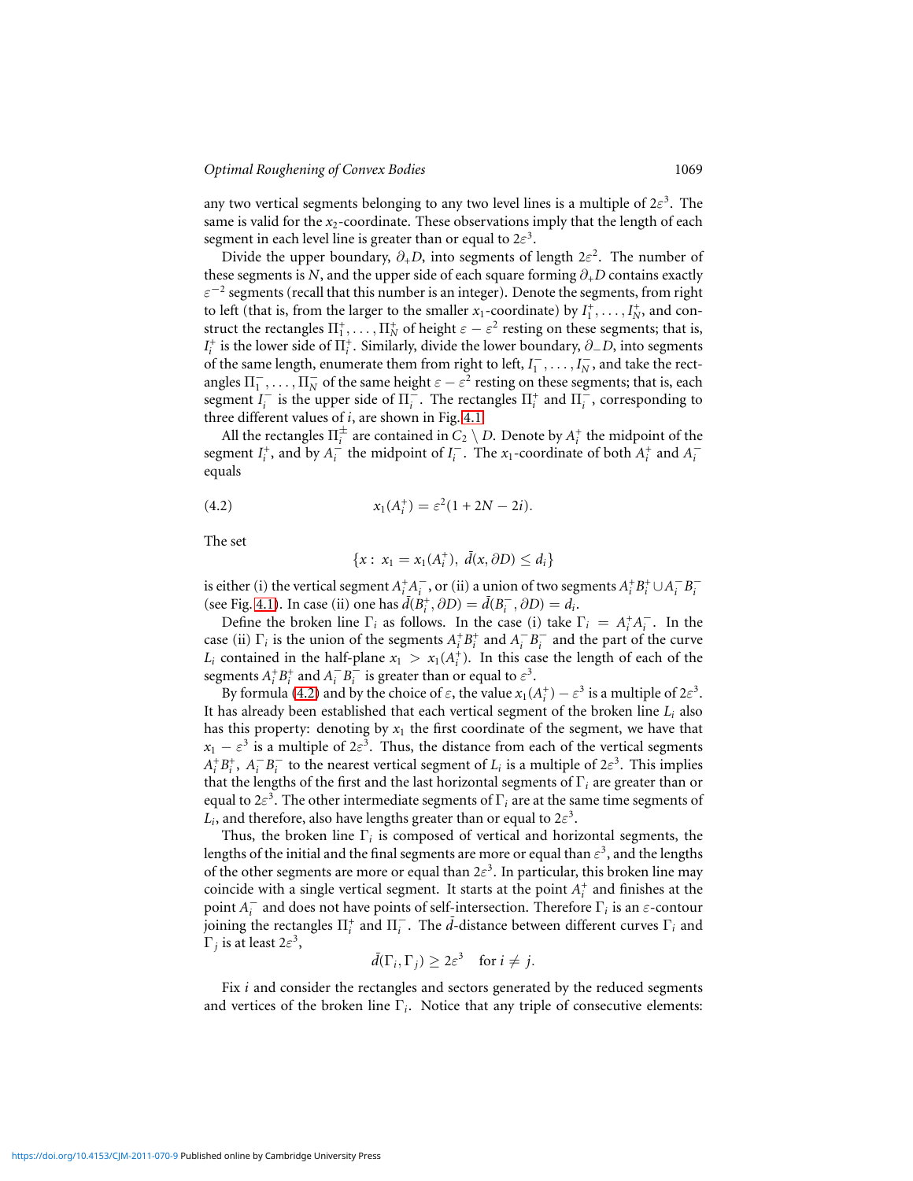any two vertical segments belonging to any two level lines is a multiple of $2\varepsilon^3$. The same is valid for the $x_2$-coordinate. These observations imply that the length of each segment in each level line is greater than or equal to $2\varepsilon^3$.

Divide the upper boundary, $\partial_+ D$, into segments of length $2\varepsilon^2$. The number of these segments is $N$, and the upper side of each square forming $\partial_+ D$ contains exactly $\varepsilon^{-2}$ segments (recall that this number is an integer). Denote the segments, from right to left (that is, from the larger to the smaller $x_1$-coordinate) by $I_1^+, \dots, I_N^+$, and construct the rectangles $\Pi_1^+, \dots, \Pi_N^+$ of height $\varepsilon - \varepsilon^2$ resting on these segments; that is, $I_i^+$ is the lower side of $\Pi_i^+$. Similarly, divide the lower boundary, $\partial_- D$, into segments of the same length, enumerate them from right to left, $I_1^-, \dots, I_N^-$, and take the rectangles $\Pi_1^-, \dots, \Pi_N^-$ of the same height $\varepsilon - \varepsilon^2$ resting on these segments; that is, each segment $I_i^-$ is the upper side of $\Pi_i^-$. The rectangles $\Pi_i^+$ and $\Pi_i^-$, corresponding to three different values of $i$, are shown in Fig. 4.1.

All the rectangles $\Pi_i^\pm$ are contained in $C_2 \setminus D$. Denote by $A_i^+$ the midpoint of the segment $I_i^+$, and by $A_i^-$ the midpoint of $I_i^-$. The $x_1$-coordinate of both $A_i^+$ and $A_i^-$ equals

$$x_1(A_i^+) = \varepsilon^2(1 + 2N - 2i). \tag{4.2}$$

The set

$$\{x : \, x_1 = x_1(A_i^+), \, \bar{d}(x, \partial D) \le d_i\}$$

is either (i) the vertical segment $A_i^+ A_i^-$, or (ii) a union of two segments $A_i^+ B_i^+ \cup A_i^- B_i^-$ (see Fig. 4.1). In case (ii) one has $\bar{d}(B_i^+, \partial D) = \bar{d}(B_i^-, \partial D) = d_i$.

Define the broken line $\Gamma_i$ as follows. In the case (i) take $\Gamma_i = A_i^+ A_i^-$. In the case (ii) $\Gamma_i$ is the union of the segments $A_i^+ B_i^+$ and $A_i^- B_i^-$ and the part of the curve $L_i$ contained in the half-plane $x_1 > x_1(A_i^+)$. In this case the length of each of the segments $A_i^+ B_i^+$ and $A_i^- B_i^-$ is greater than or equal to $\varepsilon^3$.

By formula (4.2) and by the choice of $\varepsilon$, the value $x_1(A_i^+) - \varepsilon^3$ is a multiple of $2\varepsilon^3$. It has already been established that each vertical segment of the broken line $L_i$ also has this property: denoting by $x_1$ the first coordinate of the segment, we have that $x_1 - \varepsilon^3$ is a multiple of $2\varepsilon^3$. Thus, the distance from each of the vertical segments $A_i^+ B_i^+$, $A_i^- B_i^-$ to the nearest vertical segment of $L_i$ is a multiple of $2\varepsilon^3$. This implies that the lengths of the first and the last horizontal segments of $\Gamma_i$ are greater than or equal to $2\varepsilon^3$. The other intermediate segments of $\Gamma_i$ are at the same time segments of $L_i$, and therefore, also have lengths greater than or equal to $2\varepsilon^3$.

Thus, the broken line $\Gamma_i$ is composed of vertical and horizontal segments, the lengths of the initial and the final segments are more or equal than $\varepsilon^3$, and the lengths of the other segments are more or equal than $2\varepsilon^3$. In particular, this broken line may coincide with a single vertical segment. It starts at the point $A_i^+$ and finishes at the point $A_i^-$ and does not have points of self-intersection. Therefore $\Gamma_i$ is an $\varepsilon$-contour joining the rectangles $\Pi_i^+$ and $\Pi_i^-$. The $\bar{d}$-distance between different curves $\Gamma_i$ and $\Gamma_j$ is at least $2\varepsilon^3$,

$$\bar{d}(\Gamma_i, \Gamma_j) \ge 2\varepsilon^3 \quad \text{for } i \ne j.$$

Fix $i$ and consider the rectangles and sectors generated by the reduced segments and vertices of the broken line $\Gamma_i$. Notice that any triple of consecutive elements: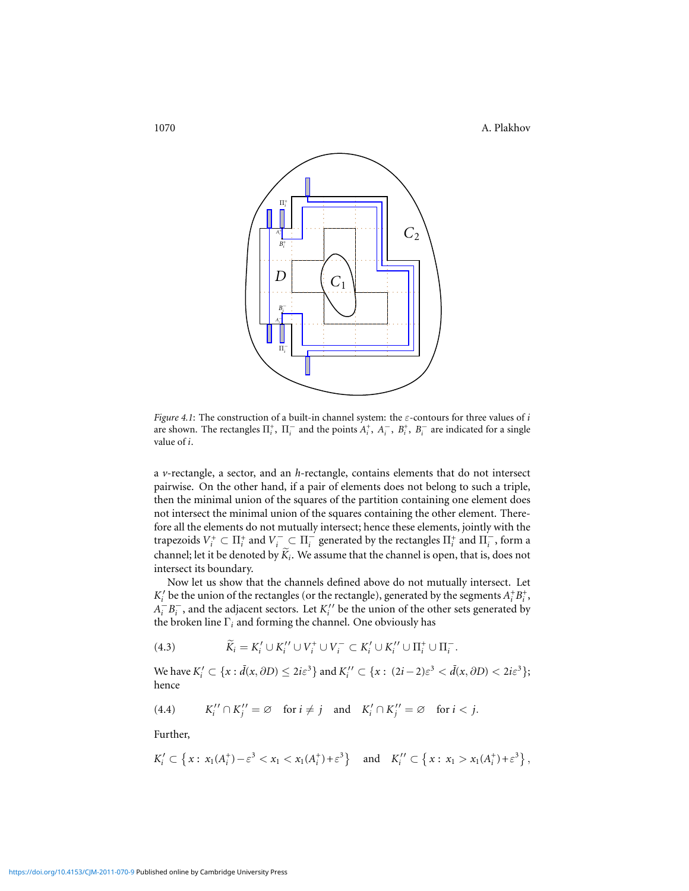$C_2$

$D$

$C_1$

$\Pi_i^+$

$A_i^+$

$B_i^+$

$B_i^-$

$A_i^-$

$\Pi_i^-$

*Figure 4.1*: The construction of a built-in channel system: the $\varepsilon$-contours for three values of $i$ are shown. The rectangles $\Pi_i^+$, $\Pi_i^-$ and the points $A_i^+$, $A_i^-$, $B_i^+$, $B_i^-$ are indicated for a single value of $i$.

a $v$-rectangle, a sector, and an $h$-rectangle, contains elements that do not intersect pairwise. On the other hand, if a pair of elements does not belong to such a triple, then the minimal union of the squares of the partition containing one element does not intersect the minimal union of the squares containing the other element. Therefore all the elements do not mutually intersect; hence these elements, jointly with the trapezoids $V_i^+ \subset \Pi_i^+$ and $V_i^- \subset \Pi_i^-$ generated by the rectangles $\Pi_i^+$ and $\Pi_i^-$, form a channel; let it be denoted by $\widetilde{K}_i$. We assume that the channel is open, that is, does not intersect its boundary.

Now let us show that the channels defined above do not mutually intersect. Let $K_i'$ be the union of the rectangles (or the rectangle), generated by the segments $A_i^+B_i^+$, $A_i^-B_i^-$, and the adjacent sectors. Let $K_i''$ be the union of the other sets generated by the broken line $\Gamma_i$ and forming the channel. One obviously has

$$\widetilde{K}_i = K_i' \cup K_i'' \cup V_i^+ \cup V_i^- \subset K_i' \cup K_i'' \cup \Pi_i^+ \cup \Pi_i^-. \tag{4.3}$$

We have $K_i' \subset \{x : \bar{d}(x, \partial D) \leq 2i\varepsilon^3\}$ and $K_i'' \subset \{x : (2i-2)\varepsilon^3 < \bar{d}(x, \partial D) < 2i\varepsilon^3\}$; hence

$$K_i'' \cap K_j'' = \varnothing \quad \text{for } i \neq j \quad \text{and} \quad K_i' \cap K_j'' = \varnothing \quad \text{for } i < j. \tag{4.4}$$

Further,

$$K_i' \subset \left\{x : x_1(A_i^+) - \varepsilon^3 < x_1 < x_1(A_i^+) + \varepsilon^3\right\} \quad \text{and} \quad K_i'' \subset \left\{x : x_1 > x_1(A_i^+) + \varepsilon^3\right\},$$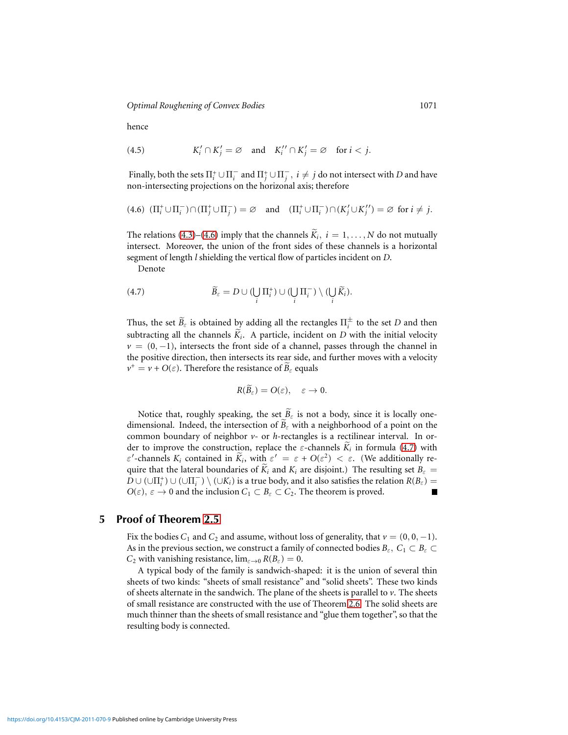hence

$$K_i' \cap K_j' = \varnothing \quad \text{and} \quad K_i'' \cap K_j' = \varnothing \quad \text{for } i < j. \tag{4.5}$$

Finally, both the sets $\Pi_i^+ \cup \Pi_i^-$ and $\Pi_j^+ \cup \Pi_j^-$, $i \neq j$ do not intersect with $D$ and have non-intersecting projections on the horizonal axis; therefore

$$(\Pi_i^+ \cup \Pi_i^-) \cap (\Pi_j^+ \cup \Pi_j^-) = \varnothing \quad \text{and} \quad (\Pi_i^+ \cup \Pi_i^-) \cap (K_j' \cup K_j'') = \varnothing \text{ for } i \neq j. \tag{4.6}$$

The relations (4.3)–(4.6) imply that the channels $\widetilde{K}_i$, $i = 1, \dots, N$ do not mutually intersect. Moreover, the union of the front sides of these channels is a horizontal segment of length $l$ shielding the vertical flow of particles incident on $D$.

Denote

$$\widetilde{B}_\varepsilon = D \cup (\bigcup_i \Pi_i^+) \cup (\bigcup_i \Pi_i^-) \setminus (\bigcup_i \widetilde{K}_i). \tag{4.7}$$

Thus, the set $\widetilde{B}_\varepsilon$ is obtained by adding all the rectangles $\Pi_i^\pm$ to the set $D$ and then subtracting all the channels $\widetilde{K}_i$. A particle, incident on $D$ with the initial velocity $v = (0, -1)$, intersects the front side of a channel, passes through the channel in the positive direction, then intersects its rear side, and further moves with a velocity $v^+ = v + O(\varepsilon)$. Therefore the resistance of $\widetilde{B}_\varepsilon$ equals

$$R(\widetilde{B}_\varepsilon) = O(\varepsilon), \quad \varepsilon \to 0.$$

Notice that, roughly speaking, the set $\widetilde{B}_\varepsilon$ is not a body, since it is locally one-dimensional. Indeed, the intersection of $\widetilde{B}_\varepsilon$ with a neighborhood of a point on the common boundary of neighbor $v$- or $h$-rectangles is a rectilinear interval. In order to improve the construction, replace the $\varepsilon$-channels $\widetilde{K}_i$ in formula (4.7) with $\varepsilon'$-channels $K_i$ contained in $\widetilde{K}_i$, with $\varepsilon' = \varepsilon + O(\varepsilon^2) < \varepsilon$. (We additionally require that the lateral boundaries of $\widetilde{K}_i$ and $K_i$ are disjoint.) The resulting set $B_\varepsilon = D \cup (\cup \Pi_i^+) \cup (\cup \Pi_i^-) \setminus (\cup K_i)$ is a true body, and it also satisfies the relation $R(B_\varepsilon) = O(\varepsilon)$, $\varepsilon \to 0$ and the inclusion $C_1 \subset B_\varepsilon \subset C_2$. The theorem is proved. ■

## 5 Proof of Theorem 2.5

Fix the bodies $C_1$ and $C_2$ and assume, without loss of generality, that $v = (0, 0, -1)$. As in the previous section, we construct a family of connected bodies $B_\varepsilon$, $C_1 \subset B_\varepsilon \subset C_2$ with vanishing resistance, $\lim_{\varepsilon \to 0} R(B_\varepsilon) = 0$.

A typical body of the family is sandwich-shaped: it is the union of several thin sheets of two kinds: "sheets of small resistance" and "solid sheets". These two kinds of sheets alternate in the sandwich. The plane of the sheets is parallel to $v$. The sheets of small resistance are constructed with the use of Theorem 2.6. The solid sheets are much thinner than the sheets of small resistance and "glue them together", so that the resulting body is connected.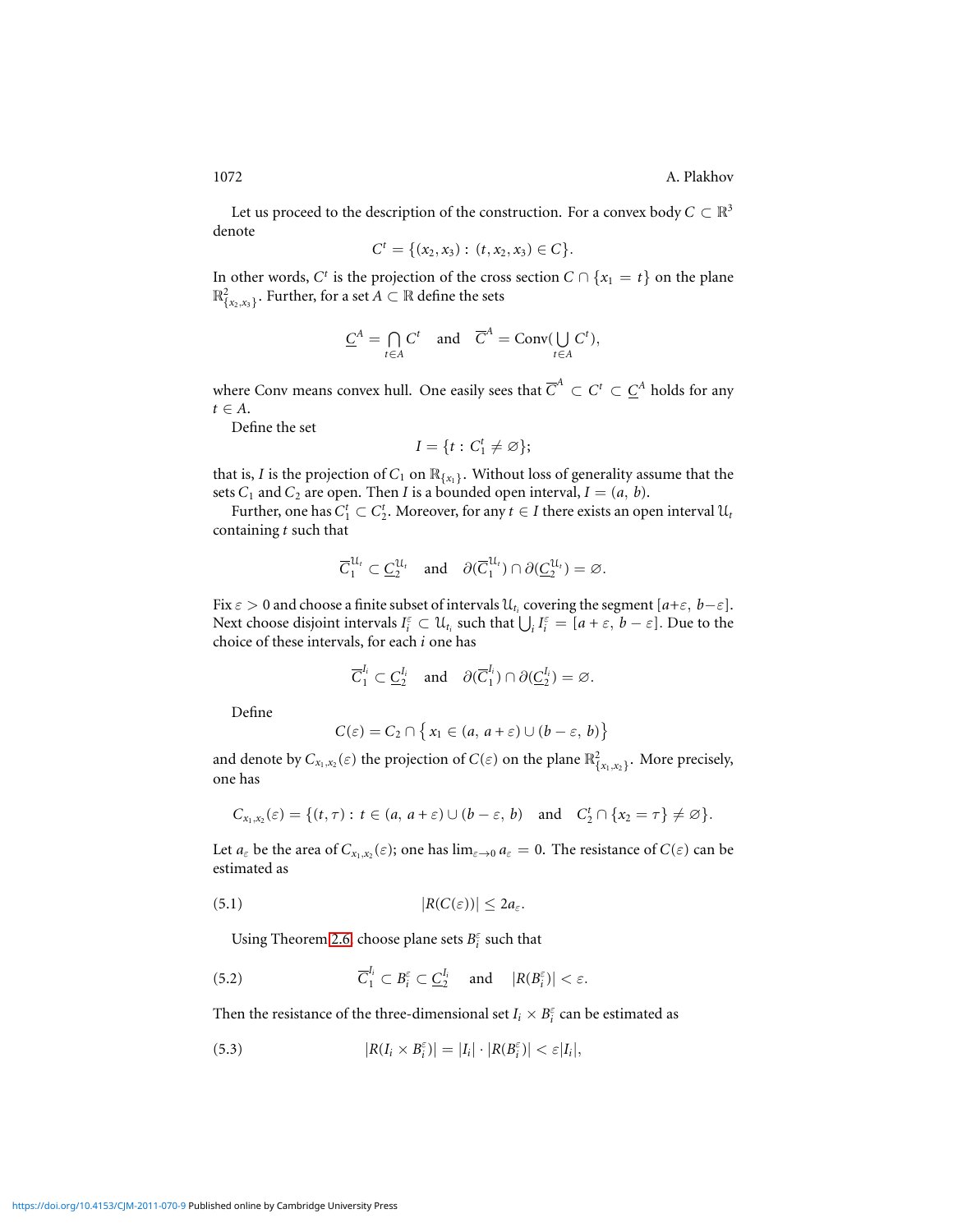Let us proceed to the description of the construction. For a convex body $C \subset \mathbb{R}^3$ denote

$$C^t = \{(x_2, x_3) : (t, x_2, x_3) \in C\}.$$

In other words, $C^t$ is the projection of the cross section $C \cap \{x_1 = t\}$ on the plane $\mathbb{R}^2_{\{x_2,x_3\}}$. Further, for a set $A \subset \mathbb{R}$ define the sets

$$\underline{C}^A = \bigcap_{t \in A} C^t \quad \text{and} \quad \overline{C}^A = \operatorname{Conv}\Bigl(\bigcup_{t \in A} C^t\Bigr),$$

where Conv means convex hull. One easily sees that $\overline{C}^A \subset C^t \subset \underline{C}^A$ holds for any $t \in A$.

Define the set

$$I = \{t : C_1^t \neq \varnothing\};$$

that is, $I$ is the projection of $C_1$ on $\mathbb{R}_{\{x_1\}}$. Without loss of generality assume that the sets $C_1$ and $C_2$ are open. Then $I$ is a bounded open interval, $I = (a, b)$.

Further, one has $C_1^t \subset C_2^t$. Moreover, for any $t \in I$ there exists an open interval $\mathcal{U}_t$ containing $t$ such that

$$\overline{C}_1^{\mathcal{U}_t} \subset \underline{C}_2^{\mathcal{U}_t} \quad \text{and} \quad \partial(\overline{C}_1^{\mathcal{U}_t}) \cap \partial(\underline{C}_2^{\mathcal{U}_t}) = \varnothing.$$

Fix $\varepsilon > 0$ and choose a finite subset of intervals $\mathcal{U}_{t_i}$ covering the segment $[a+\varepsilon, b-\varepsilon]$. Next choose disjoint intervals $I_i^\varepsilon \subset \mathcal{U}_{t_i}$ such that $\bigcup_i I_i^\varepsilon = [a+\varepsilon, b-\varepsilon]$. Due to the choice of these intervals, for each $i$ one has

$$\overline{C}_1^{I_i} \subset \underline{C}_2^{I_i} \quad \text{and} \quad \partial(\overline{C}_1^{I_i}) \cap \partial(\underline{C}_2^{I_i}) = \varnothing.$$

Define

$$C(\varepsilon) = C_2 \cap \bigl\{ x_1 \in (a, a+\varepsilon) \cup (b-\varepsilon, b) \bigr\}$$

and denote by $C_{x_1,x_2}(\varepsilon)$ the projection of $C(\varepsilon)$ on the plane $\mathbb{R}^2_{\{x_1,x_2\}}$. More precisely, one has

$$C_{x_1,x_2}(\varepsilon) = \bigl\{(t,\tau) : t \in (a, a+\varepsilon) \cup (b-\varepsilon, b) \quad \text{and} \quad C_2^t \cap \{x_2 = \tau\} \neq \varnothing\bigr\}.$$

Let $a_\varepsilon$ be the area of $C_{x_1,x_2}(\varepsilon)$; one has $\lim_{\varepsilon \to 0} a_\varepsilon = 0$. The resistance of $C(\varepsilon)$ can be estimated as

$$|R(C(\varepsilon))| \le 2a_\varepsilon. \tag{5.1}$$

Using Theorem 2.6, choose plane sets $B_i^\varepsilon$ such that

$$\overline{C}_1^{I_i} \subset B_i^\varepsilon \subset \underline{C}_2^{I_i} \quad \text{and} \quad |R(B_i^\varepsilon)| < \varepsilon. \tag{5.2}$$

Then the resistance of the three-dimensional set $I_i \times B_i^\varepsilon$ can be estimated as

$$|R(I_i \times B_i^\varepsilon)| = |I_i| \cdot |R(B_i^\varepsilon)| < \varepsilon |I_i|, \tag{5.3}$$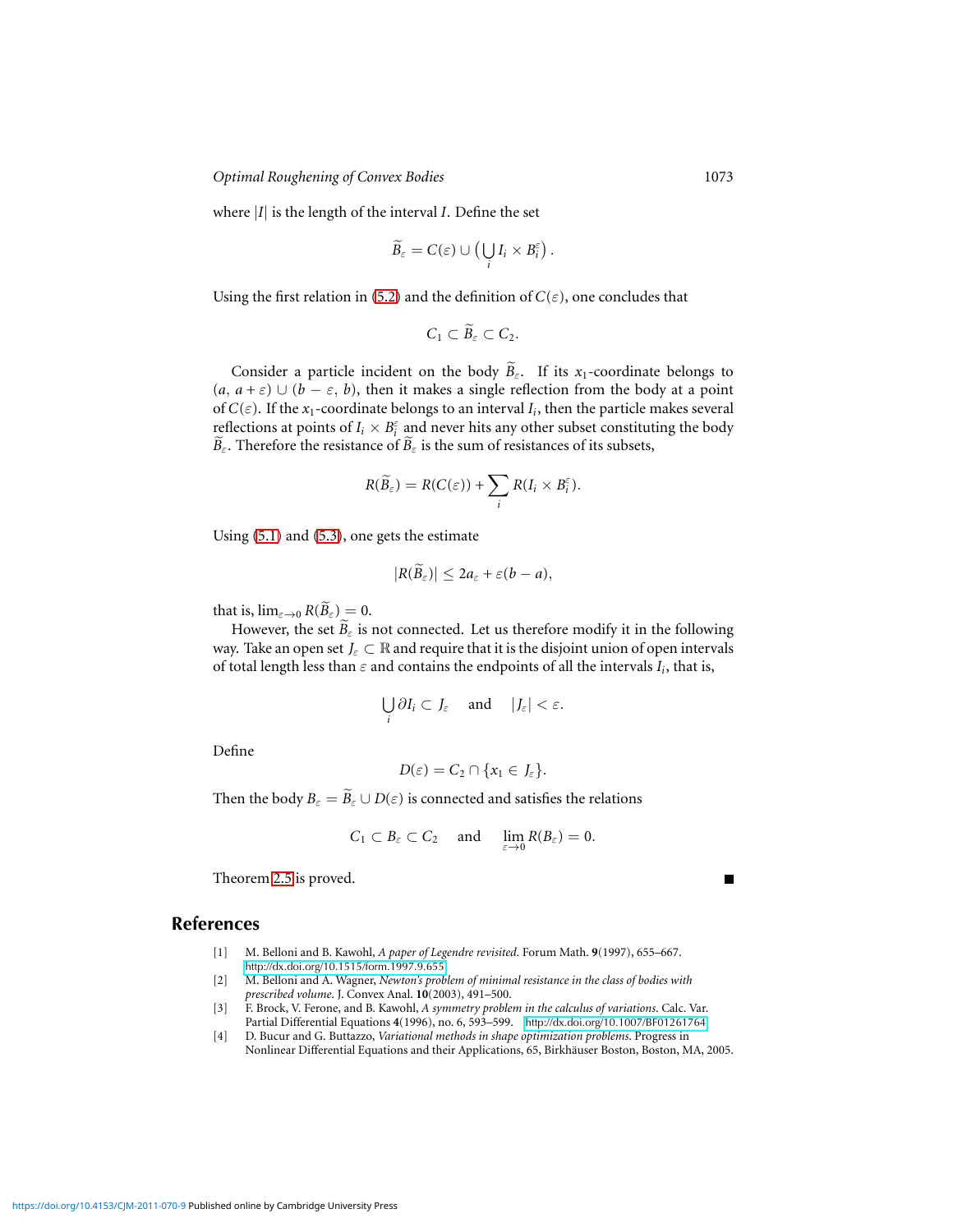where $|I|$ is the length of the interval $I$. Define the set

$$\widetilde{B}_\varepsilon = C(\varepsilon) \cup \Big(\bigcup_i I_i \times B_i^\varepsilon\Big).$$

Using the first relation in (5.2) and the definition of $C(\varepsilon)$, one concludes that

$$C_1 \subset \widetilde{B}_\varepsilon \subset C_2.$$

Consider a particle incident on the body $\widetilde{B}_\varepsilon$. If its $x_1$-coordinate belongs to $(a,\, a+\varepsilon) \cup (b-\varepsilon,\, b)$, then it makes a single reflection from the body at a point of $C(\varepsilon)$. If the $x_1$-coordinate belongs to an interval $I_i$, then the particle makes several reflections at points of $I_i \times B_i^\varepsilon$ and never hits any other subset constituting the body $\widetilde{B}_\varepsilon$. Therefore the resistance of $\widetilde{B}_\varepsilon$ is the sum of resistances of its subsets,

$$R(\widetilde{B}_\varepsilon) = R(C(\varepsilon)) + \sum_i R(I_i \times B_i^\varepsilon).$$

Using (5.1) and (5.3), one gets the estimate

$$|R(\widetilde{B}_\varepsilon)| \le 2a_\varepsilon + \varepsilon(b-a),$$

that is, $\lim_{\varepsilon\to 0} R(\widetilde{B}_\varepsilon) = 0$.

However, the set $\widetilde{B}_\varepsilon$ is not connected. Let us therefore modify it in the following way. Take an open set $J_\varepsilon \subset \mathbb{R}$ and require that it is the disjoint union of open intervals of total length less than $\varepsilon$ and contains the endpoints of all the intervals $I_i$, that is,

$$\bigcup_i \partial I_i \subset J_\varepsilon \quad \text{and} \quad |J_\varepsilon| < \varepsilon.$$

Define

$$D(\varepsilon) = C_2 \cap \{x_1 \in J_\varepsilon\}.$$

Then the body $B_\varepsilon = \widetilde{B}_\varepsilon \cup D(\varepsilon)$ is connected and satisfies the relations

$$C_1 \subset B_\varepsilon \subset C_2 \quad \text{and} \quad \lim_{\varepsilon\to 0} R(B_\varepsilon) = 0.$$

Theorem 2.5 is proved. ∎

## References

[1] M. Belloni and B. Kawohl, *A paper of Legendre revisited*. Forum Math. **9**(1997), 655–667. http://dx.doi.org/10.1515/form.1997.9.655

[2] M. Belloni and A. Wagner, *Newton's problem of minimal resistance in the class of bodies with prescribed volume*. J. Convex Anal. **10**(2003), 491–500.

[3] F. Brock, V. Ferone, and B. Kawohl, *A symmetry problem in the calculus of variations*. Calc. Var. Partial Differential Equations **4**(1996), no. 6, 593–599. http://dx.doi.org/10.1007/BF01261764

[4] D. Bucur and G. Buttazzo, *Variational methods in shape optimization problems*. Progress in Nonlinear Differential Equations and their Applications, 65, Birkhäuser Boston, Boston, MA, 2005.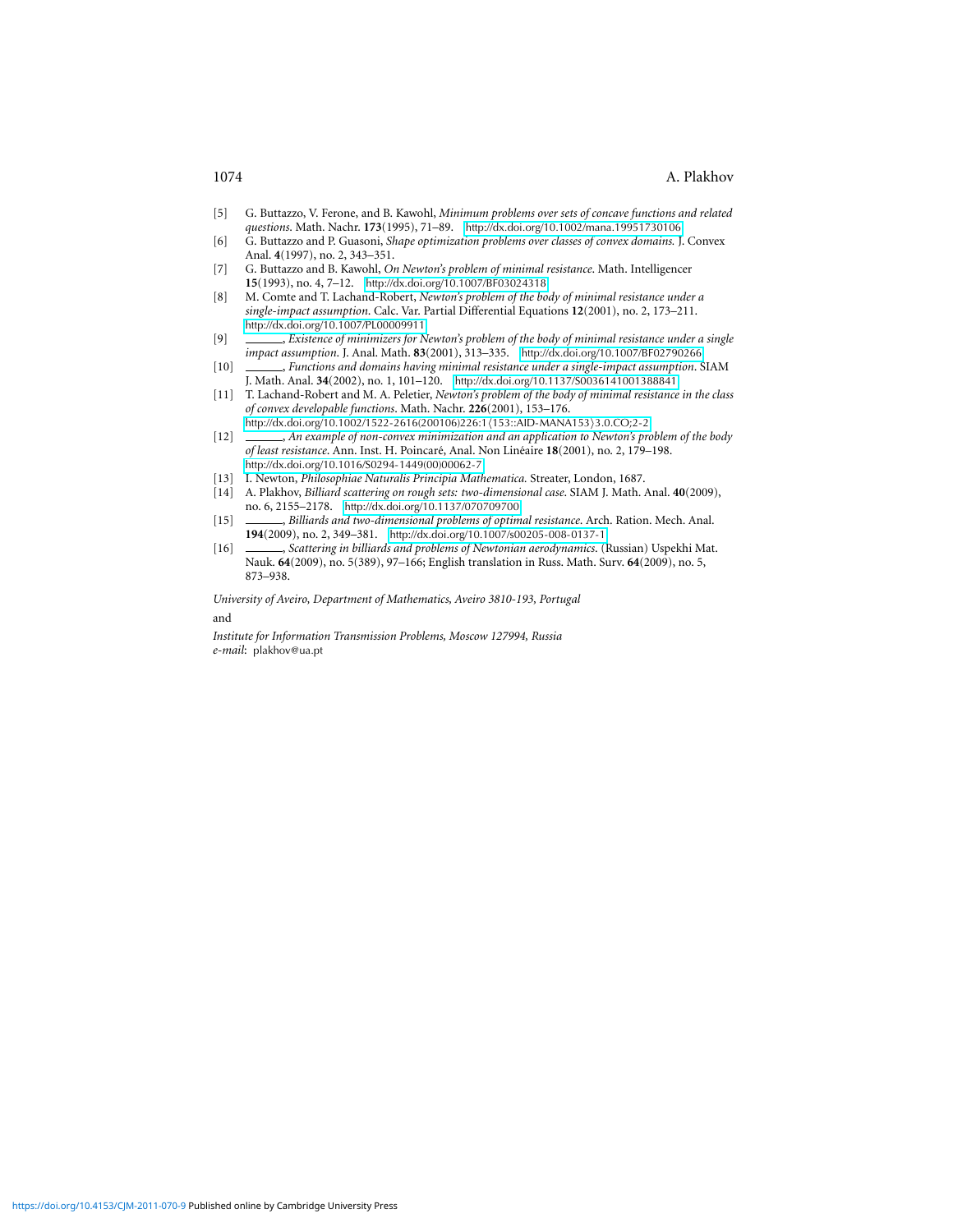[5] G. Buttazzo, V. Ferone, and B. Kawohl, *Minimum problems over sets of concave functions and related questions*. Math. Nachr. **173**(1995), 71–89. http://dx.doi.org/10.1002/mana.19951730106

[6] G. Buttazzo and P. Guasoni, *Shape optimization problems over classes of convex domains.* J. Convex Anal. **4**(1997), no. 2, 343–351.

[7] G. Buttazzo and B. Kawohl, *On Newton's problem of minimal resistance*. Math. Intelligencer **15**(1993), no. 4, 7–12. http://dx.doi.org/10.1007/BF03024318

[8] M. Comte and T. Lachand-Robert, *Newton's problem of the body of minimal resistance under a single-impact assumption*. Calc. Var. Partial Differential Equations **12**(2001), no. 2, 173–211. http://dx.doi.org/10.1007/PL00009911

[9] ———, *Existence of minimizers for Newton's problem of the body of minimal resistance under a single impact assumption*. J. Anal. Math. **83**(2001), 313–335. http://dx.doi.org/10.1007/BF02790266

[10] ———, *Functions and domains having minimal resistance under a single-impact assumption*. SIAM J. Math. Anal. **34**(2002), no. 1, 101–120. http://dx.doi.org/10.1137/S0036141001388841

[11] T. Lachand-Robert and M. A. Peletier, *Newton's problem of the body of minimal resistance in the class of convex developable functions*. Math. Nachr. **226**(2001), 153–176. http://dx.doi.org/10.1002/1522-2616(200106)226:1⟨153::AID-MANA153⟩3.0.CO;2-2

[12] ———, *An example of non-convex minimization and an application to Newton's problem of the body of least resistance*. Ann. Inst. H. Poincaré, Anal. Non Linéaire **18**(2001), no. 2, 179–198. http://dx.doi.org/10.1016/S0294-1449(00)00062-7

[13] I. Newton, *Philosophiae Naturalis Principia Mathematica.* Streater, London, 1687.

[14] A. Plakhov, *Billiard scattering on rough sets: two-dimensional case*. SIAM J. Math. Anal. **40**(2009), no. 6, 2155–2178. http://dx.doi.org/10.1137/070709700

[15] ———, *Billiards and two-dimensional problems of optimal resistance.* Arch. Ration. Mech. Anal. **194**(2009), no. 2, 349–381. http://dx.doi.org/10.1007/s00205-008-0137-1

[16] ———, *Scattering in billiards and problems of Newtonian aerodynamics*. (Russian) Uspekhi Mat. Nauk. **64**(2009), no. 5(389), 97–166; English translation in Russ. Math. Surv. **64**(2009), no. 5, 873–938.

*University of Aveiro, Department of Mathematics, Aveiro 3810-193, Portugal*

and

*Institute for Information Transmission Problems, Moscow 127994, Russia*
*e-mail*: plakhov@ua.pt